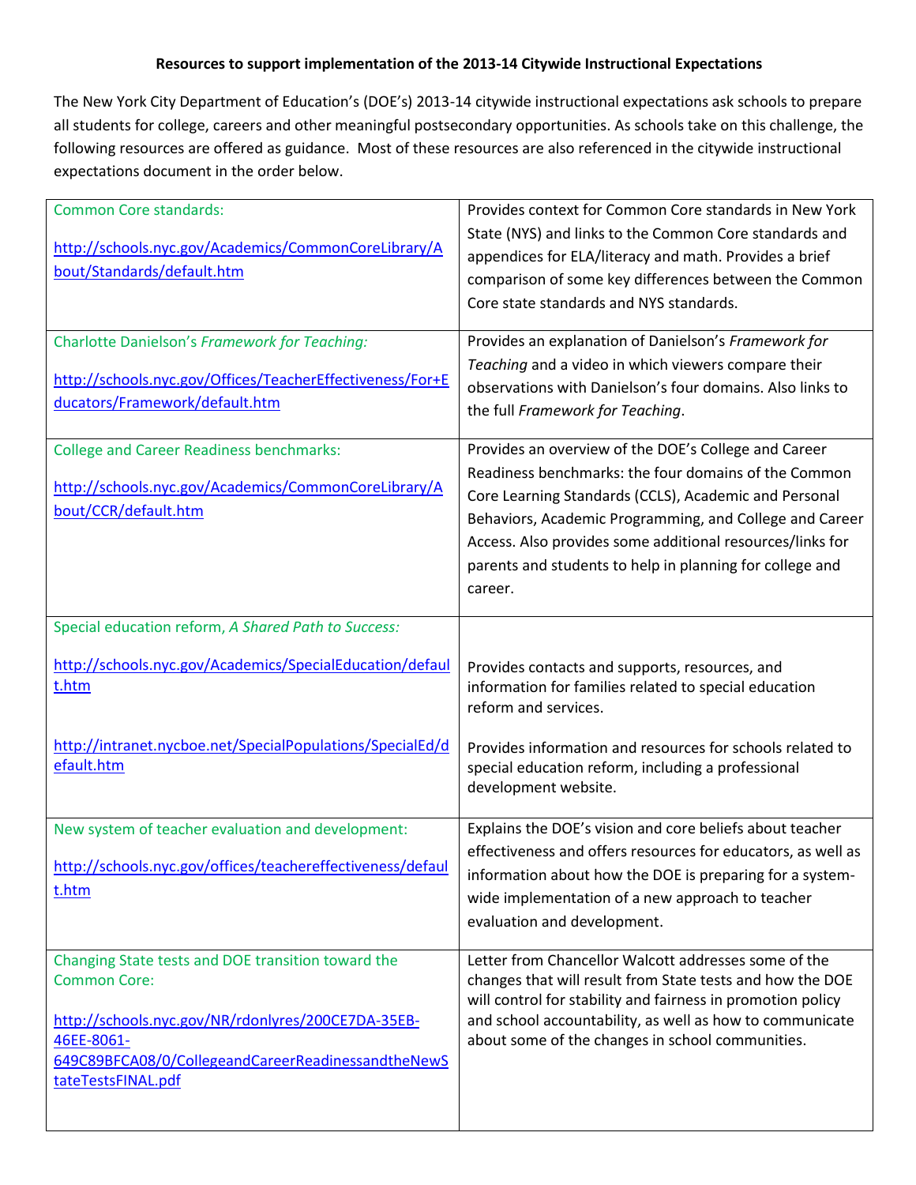**Resources to support implementation of the 2013-14 Citywide Instructional Expectations**

The New York City Department of Education's (DOE's) 2013-14 citywide instructional expectations ask schools to prepare all students for college, careers and other meaningful postsecondary opportunities. As schools take on this challenge, the following resources are offered as guidance. Most of these resources are also referenced in the citywide instructional expectations document in the order below.

| | |
|---|---|
| Common Core standards:<br><br>http://schools.nyc.gov/Academics/CommonCoreLibrary/About/Standards/default.htm | Provides context for Common Core standards in New York State (NYS) and links to the Common Core standards and appendices for ELA/literacy and math. Provides a brief comparison of some key differences between the Common Core state standards and NYS standards. |
| Charlotte Danielson's *Framework for Teaching:*<br><br>http://schools.nyc.gov/Offices/TeacherEffectiveness/For+Educators/Framework/default.htm | Provides an explanation of Danielson's *Framework for Teaching* and a video in which viewers compare their observations with Danielson's four domains. Also links to the full *Framework for Teaching*. |
| College and Career Readiness benchmarks:<br><br>http://schools.nyc.gov/Academics/CommonCoreLibrary/About/CCR/default.htm | Provides an overview of the DOE's College and Career Readiness benchmarks: the four domains of the Common Core Learning Standards (CCLS), Academic and Personal Behaviors, Academic Programming, and College and Career Access. Also provides some additional resources/links for parents and students to help in planning for college and career. |
| Special education reform, *A Shared Path to Success:*<br><br>http://schools.nyc.gov/Academics/SpecialEducation/default.htm<br><br>http://intranet.nycboe.net/SpecialPopulations/SpecialEd/default.htm | Provides contacts and supports, resources, and information for families related to special education reform and services.<br><br>Provides information and resources for schools related to special education reform, including a professional development website. |
| New system of teacher evaluation and development:<br><br>http://schools.nyc.gov/offices/teachereffectiveness/default.htm | Explains the DOE's vision and core beliefs about teacher effectiveness and offers resources for educators, as well as information about how the DOE is preparing for a system-wide implementation of a new approach to teacher evaluation and development. |
| Changing State tests and DOE transition toward the Common Core:<br><br>http://schools.nyc.gov/NR/rdonlyres/200CE7DA-35EB-46EE-8061-649C89BFCA08/0/CollegeandCareerReadinessandtheNewStateTestsFINAL.pdf | Letter from Chancellor Walcott addresses some of the changes that will result from State tests and how the DOE will control for stability and fairness in promotion policy and school accountability, as well as how to communicate about some of the changes in school communities. |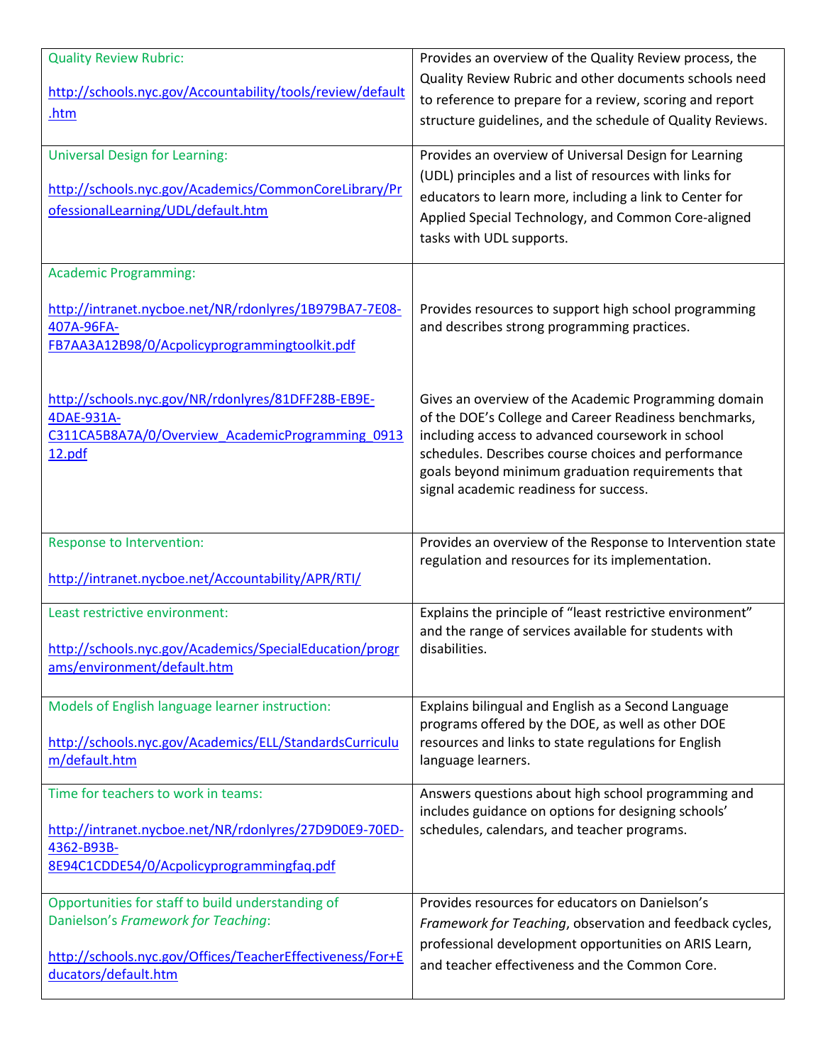| | |
|---|---|
| Quality Review Rubric:<br><br>http://schools.nyc.gov/Accountability/tools/review/default.htm | Provides an overview of the Quality Review process, the Quality Review Rubric and other documents schools need to reference to prepare for a review, scoring and report structure guidelines, and the schedule of Quality Reviews. |
| Universal Design for Learning:<br><br>http://schools.nyc.gov/Academics/CommonCoreLibrary/ProfessionalLearning/UDL/default.htm | Provides an overview of Universal Design for Learning (UDL) principles and a list of resources with links for educators to learn more, including a link to Center for Applied Special Technology, and Common Core-aligned tasks with UDL supports. |
| Academic Programming:<br><br>http://intranet.nycboe.net/NR/rdonlyres/1B979BA7-7E08-407A-96FA-FB7AA3A12B98/0/Acpolicyprogrammingtoolkit.pdf<br><br>http://schools.nyc.gov/NR/rdonlyres/81DFF28B-EB9E-4DAE-931A-C311CA5B8A7A/0/Overview_AcademicProgramming_091312.pdf | Provides resources to support high school programming and describes strong programming practices.<br><br>Gives an overview of the Academic Programming domain of the DOE's College and Career Readiness benchmarks, including access to advanced coursework in school schedules. Describes course choices and performance goals beyond minimum graduation requirements that signal academic readiness for success. |
| Response to Intervention:<br><br>http://intranet.nycboe.net/Accountability/APR/RTI/ | Provides an overview of the Response to Intervention state regulation and resources for its implementation. |
| Least restrictive environment:<br><br>http://schools.nyc.gov/Academics/SpecialEducation/programs/environment/default.htm | Explains the principle of "least restrictive environment" and the range of services available for students with disabilities. |
| Models of English language learner instruction:<br><br>http://schools.nyc.gov/Academics/ELL/StandardsCurriculum/default.htm | Explains bilingual and English as a Second Language programs offered by the DOE, as well as other DOE resources and links to state regulations for English language learners. |
| Time for teachers to work in teams:<br><br>http://intranet.nycboe.net/NR/rdonlyres/27D9D0E9-70ED-4362-B93B-8E94C1CDDE54/0/Acpolicyprogrammingfaq.pdf | Answers questions about high school programming and includes guidance on options for designing schools' schedules, calendars, and teacher programs. |
| Opportunities for staff to build understanding of Danielson's *Framework for Teaching*:<br><br>http://schools.nyc.gov/Offices/TeacherEffectiveness/For+Educators/default.htm | Provides resources for educators on Danielson's *Framework for Teaching*, observation and feedback cycles, professional development opportunities on ARIS Learn, and teacher effectiveness and the Common Core. |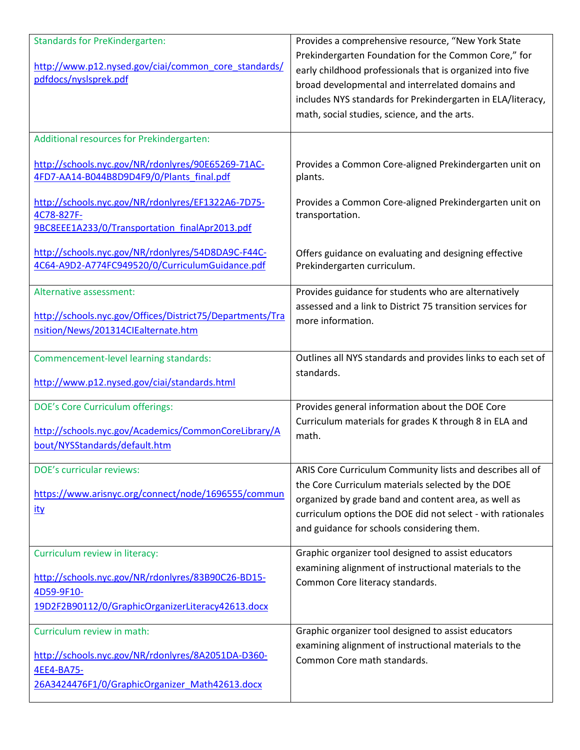| | |
|---|---|
| Standards for PreKindergarten:<br><br>http://www.p12.nysed.gov/ciai/common_core_standards/pdfdocs/nyslsprek.pdf | Provides a comprehensive resource, "New York State Prekindergarten Foundation for the Common Core," for early childhood professionals that is organized into five broad developmental and interrelated domains and includes NYS standards for Prekindergarten in ELA/literacy, math, social studies, science, and the arts. |
| Additional resources for Prekindergarten:<br><br>http://schools.nyc.gov/NR/rdonlyres/90E65269-71AC-4FD7-AA14-B044B8D9D4F9/0/Plants_final.pdf<br><br>http://schools.nyc.gov/NR/rdonlyres/EF1322A6-7D75-4C78-827F-9BC8EEE1A233/0/Transportation_finalApr2013.pdf<br><br>http://schools.nyc.gov/NR/rdonlyres/54D8DA9C-F44C-4C64-A9D2-A774FC949520/0/CurriculumGuidance.pdf | Provides a Common Core-aligned Prekindergarten unit on plants.<br><br>Provides a Common Core-aligned Prekindergarten unit on transportation.<br><br>Offers guidance on evaluating and designing effective Prekindergarten curriculum. |
| Alternative assessment:<br><br>http://schools.nyc.gov/Offices/District75/Departments/Transition/News/201314CIEalternate.htm | Provides guidance for students who are alternatively assessed and a link to District 75 transition services for more information. |
| Commencement-level learning standards:<br><br>http://www.p12.nysed.gov/ciai/standards.html | Outlines all NYS standards and provides links to each set of standards. |
| DOE's Core Curriculum offerings:<br><br>http://schools.nyc.gov/Academics/CommonCoreLibrary/About/NYSStandards/default.htm | Provides general information about the DOE Core Curriculum materials for grades K through 8 in ELA and math. |
| DOE's curricular reviews:<br><br>https://www.arisnyc.org/connect/node/1696555/community | ARIS Core Curriculum Community lists and describes all of the Core Curriculum materials selected by the DOE organized by grade band and content area, as well as curriculum options the DOE did not select - with rationales and guidance for schools considering them. |
| Curriculum review in literacy:<br><br>http://schools.nyc.gov/NR/rdonlyres/83B90C26-BD15-4D59-9F10-19D2F2B90112/0/GraphicOrganizerLiteracy42613.docx | Graphic organizer tool designed to assist educators examining alignment of instructional materials to the Common Core literacy standards. |
| Curriculum review in math:<br><br>http://schools.nyc.gov/NR/rdonlyres/8A2051DA-D360-4EE4-BA75-26A3424476F1/0/GraphicOrganizer_Math42613.docx | Graphic organizer tool designed to assist educators examining alignment of instructional materials to the Common Core math standards. |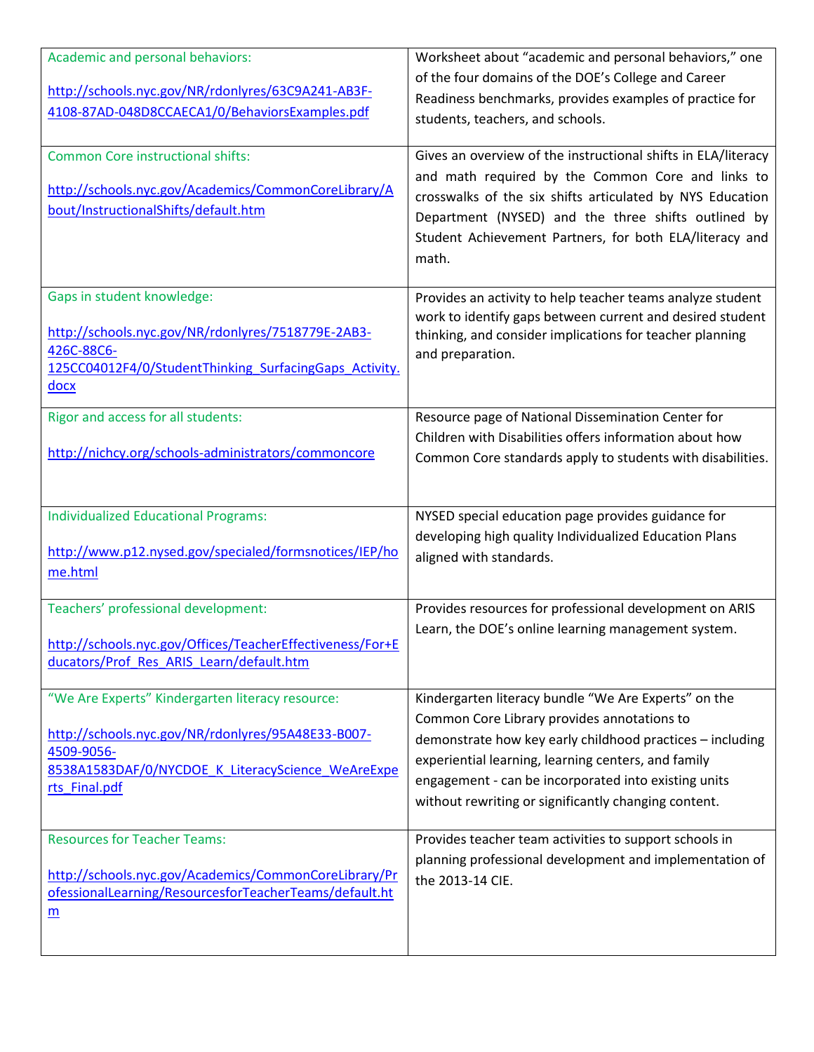| | |
|---|---|
| Academic and personal behaviors: http://schools.nyc.gov/NR/rdonlyres/63C9A241-AB3F-4108-87AD-048D8CCAECA1/0/BehaviorsExamples.pdf | Worksheet about "academic and personal behaviors," one of the four domains of the DOE's College and Career Readiness benchmarks, provides examples of practice for students, teachers, and schools. |
| Common Core instructional shifts: http://schools.nyc.gov/Academics/CommonCoreLibrary/About/InstructionalShifts/default.htm | Gives an overview of the instructional shifts in ELA/literacy and math required by the Common Core and links to crosswalks of the six shifts articulated by NYS Education Department (NYSED) and the three shifts outlined by Student Achievement Partners, for both ELA/literacy and math. |
| Gaps in student knowledge: http://schools.nyc.gov/NR/rdonlyres/7518779E-2AB3-426C-88C6-125CC04012F4/0/StudentThinking_SurfacingGaps_Activity.docx | Provides an activity to help teacher teams analyze student work to identify gaps between current and desired student thinking, and consider implications for teacher planning and preparation. |
| Rigor and access for all students: http://nichcy.org/schools-administrators/commoncore | Resource page of National Dissemination Center for Children with Disabilities offers information about how Common Core standards apply to students with disabilities. |
| Individualized Educational Programs: http://www.p12.nysed.gov/specialed/formsnotices/IEP/home.html | NYSED special education page provides guidance for developing high quality Individualized Education Plans aligned with standards. |
| Teachers' professional development: http://schools.nyc.gov/Offices/TeacherEffectiveness/For+Educators/Prof_Res_ARIS_Learn/default.htm | Provides resources for professional development on ARIS Learn, the DOE's online learning management system. |
| "We Are Experts" Kindergarten literacy resource: http://schools.nyc.gov/NR/rdonlyres/95A48E33-B007-4509-9056-8538A1583DAF/0/NYCDOE_K_LiteracyScience_WeAreExperts_Final.pdf | Kindergarten literacy bundle "We Are Experts" on the Common Core Library provides annotations to demonstrate how key early childhood practices – including experiential learning, learning centers, and family engagement - can be incorporated into existing units without rewriting or significantly changing content. |
| Resources for Teacher Teams: http://schools.nyc.gov/Academics/CommonCoreLibrary/ProfessionalLearning/ResourcesforTeacherTeams/default.htm | Provides teacher team activities to support schools in planning professional development and implementation of the 2013-14 CIE. |